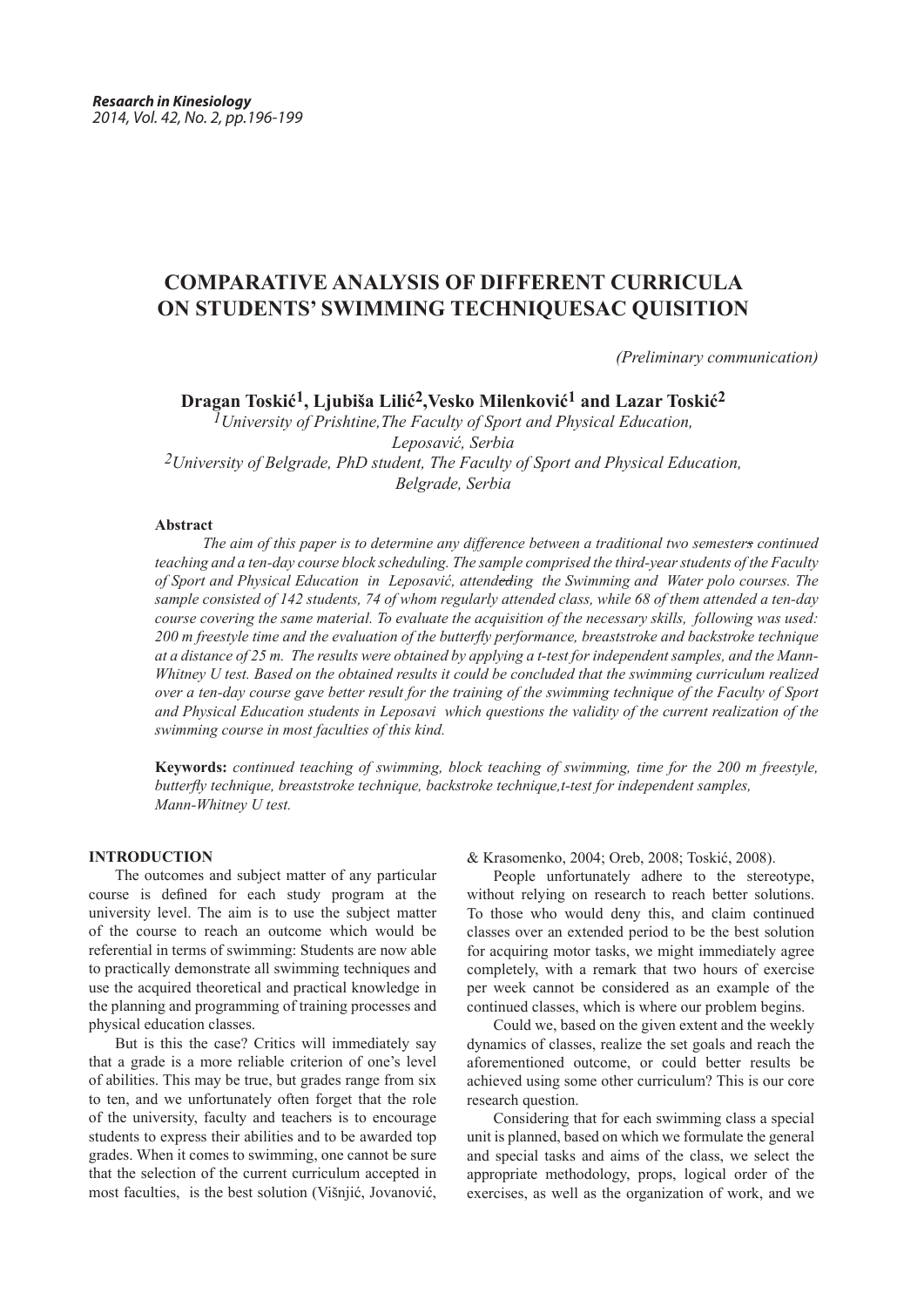*Resaarch in Kinesiology*
*2014, Vol. 42, No. 2, pp.196-199*

# COMPARATIVE ANALYSIS OF DIFFERENT CURRICULA ON STUDENTS' SWIMMING TECHNIQUESAC QUISITION

*(Preliminary communication)*

**Dragan Toskić[1], Ljubiša Lilić[2],Vesko Milenković[1] and Lazar Toskić[2]**

*[1]University of Prishtine,The Faculty of Sport and Physical Education, Leposavić, Serbia*
*[2]University of Belgrade, PhD student, The Faculty of Sport and Physical Education, Belgrade, Serbia*

**Abstract**

*The aim of this paper is to determine any difference between a traditional two semesters continued teaching and a ten-day course block scheduling. The sample comprised the third-year students of the Faculty of Sport and Physical Education in Leposavić, attendeding the Swimming and Water polo courses. The sample consisted of 142 students, 74 of whom regularly attended class, while 68 of them attended a ten-day course covering the same material. To evaluate the acquisition of the necessary skills, following was used: 200 m freestyle time and the evaluation of the butterfly performance, breaststroke and backstroke technique at a distance of 25 m. The results were obtained by applying a t-test for independent samples, and the Mann-Whitney U test. Based on the obtained results it could be concluded that the swimming curriculum realized over a ten-day course gave better result for the training of the swimming technique of the Faculty of Sport and Physical Education students in Leposavi which questions the validity of the current realization of the swimming course in most faculties of this kind.*

**Keywords:** *continued teaching of swimming, block teaching of swimming, time for the 200 m freestyle, butterfly technique, breaststroke technique, backstroke technique,t-test for independent samples, Mann-Whitney U test.*

## INTRODUCTION

The outcomes and subject matter of any particular course is defined for each study program at the university level. The aim is to use the subject matter of the course to reach an outcome which would be referential in terms of swimming: Students are now able to practically demonstrate all swimming techniques and use the acquired theoretical and practical knowledge in the planning and programming of training processes and physical education classes.

But is this the case? Critics will immediately say that a grade is a more reliable criterion of one's level of abilities. This may be true, but grades range from six to ten, and we unfortunately often forget that the role of the university, faculty and teachers is to encourage students to express their abilities and to be awarded top grades. When it comes to swimming, one cannot be sure that the selection of the current curriculum accepted in most faculties, is the best solution (Višnjić, Jovanović, & Krasomenko, 2004; Oreb, 2008; Toskić, 2008).

People unfortunately adhere to the stereotype, without relying on research to reach better solutions. To those who would deny this, and claim continued classes over an extended period to be the best solution for acquiring motor tasks, we might immediately agree completely, with a remark that two hours of exercise per week cannot be considered as an example of the continued classes, which is where our problem begins.

Could we, based on the given extent and the weekly dynamics of classes, realize the set goals and reach the aforementioned outcome, or could better results be achieved using some other curriculum? This is our core research question.

Considering that for each swimming class a special unit is planned, based on which we formulate the general and special tasks and aims of the class, we select the appropriate methodology, props, logical order of the exercises, as well as the organization of work, and we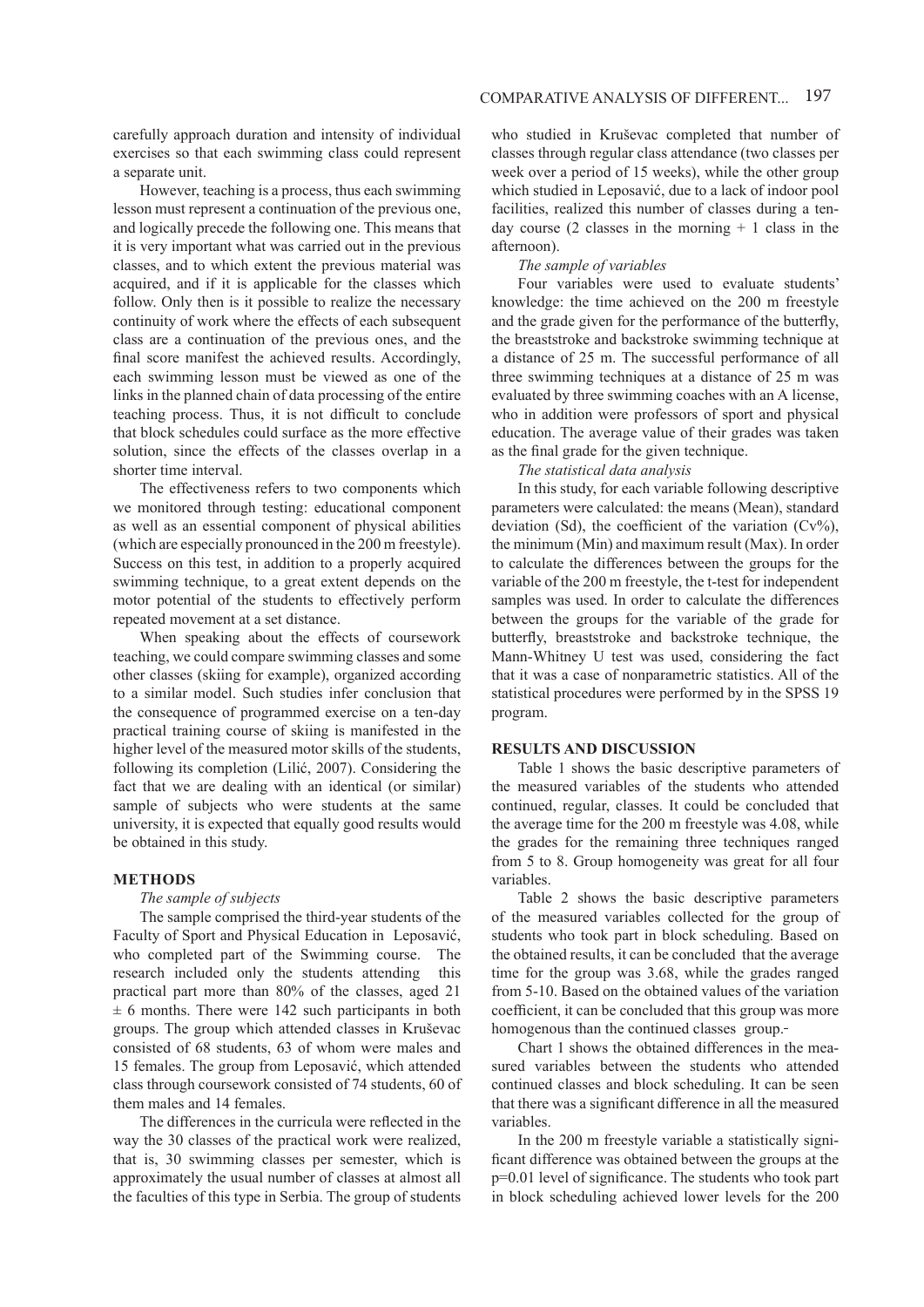carefully approach duration and intensity of individual exercises so that each swimming class could represent a separate unit.

However, teaching is a process, thus each swimming lesson must represent a continuation of the previous one, and logically precede the following one. This means that it is very important what was carried out in the previous classes, and to which extent the previous material was acquired, and if it is applicable for the classes which follow. Only then is it possible to realize the necessary continuity of work where the effects of each subsequent class are a continuation of the previous ones, and the final score manifest the achieved results. Accordingly, each swimming lesson must be viewed as one of the links in the planned chain of data processing of the entire teaching process. Thus, it is not difficult to conclude that block schedules could surface as the more effective solution, since the effects of the classes overlap in a shorter time interval.

The effectiveness refers to two components which we monitored through testing: educational component as well as an essential component of physical abilities (which are especially pronounced in the 200 m freestyle). Success on this test, in addition to a properly acquired swimming technique, to a great extent depends on the motor potential of the students to effectively perform repeated movement at a set distance.

When speaking about the effects of coursework teaching, we could compare swimming classes and some other classes (skiing for example), organized according to a similar model. Such studies infer conclusion that the consequence of programmed exercise on a ten-day practical training course of skiing is manifested in the higher level of the measured motor skills of the students, following its completion (Lilić, 2007). Considering the fact that we are dealing with an identical (or similar) sample of subjects who were students at the same university, it is expected that equally good results would be obtained in this study.

## METHODS

*The sample of subjects*

The sample comprised the third-year students of the Faculty of Sport and Physical Education in Leposavić, who completed part of the Swimming course. The research included only the students attending this practical part more than 80% of the classes, aged 21 ± 6 months. There were 142 such participants in both groups. The group which attended classes in Kruševac consisted of 68 students, 63 of whom were males and 15 females. The group from Leposavić, which attended class through coursework consisted of 74 students, 60 of them males and 14 females.

The differences in the curricula were reflected in the way the 30 classes of the practical work were realized, that is, 30 swimming classes per semester, which is approximately the usual number of classes at almost all the faculties of this type in Serbia. The group of students who studied in Kruševac completed that number of classes through regular class attendance (two classes per week over a period of 15 weeks), while the other group which studied in Leposavić, due to a lack of indoor pool facilities, realized this number of classes during a ten-day course (2 classes in the morning + 1 class in the afternoon).

*The sample of variables*

Four variables were used to evaluate students' knowledge: the time achieved on the 200 m freestyle and the grade given for the performance of the butterfly, the breaststroke and backstroke swimming technique at a distance of 25 m. The successful performance of all three swimming techniques at a distance of 25 m was evaluated by three swimming coaches with an A license, who in addition were professors of sport and physical education. The average value of their grades was taken as the final grade for the given technique.

*The statistical data analysis*

In this study, for each variable following descriptive parameters were calculated: the means (Mean), standard deviation (Sd), the coefficient of the variation (Cv%), the minimum (Min) and maximum result (Max). In order to calculate the differences between the groups for the variable of the 200 m freestyle, the t-test for independent samples was used. In order to calculate the differences between the groups for the variable of the grade for butterfly, breaststroke and backstroke technique, the Mann-Whitney U test was used, considering the fact that it was a case of nonparametric statistics. All of the statistical procedures were performed by in the SPSS 19 program.

## RESULTS AND DISCUSSION

Table 1 shows the basic descriptive parameters of the measured variables of the students who attended continued, regular, classes. It could be concluded that the average time for the 200 m freestyle was 4.08, while the grades for the remaining three techniques ranged from 5 to 8. Group homogeneity was great for all four variables.

Table 2 shows the basic descriptive parameters of the measured variables collected for the group of students who took part in block scheduling. Based on the obtained results, it can be concluded that the average time for the group was 3.68, while the grades ranged from 5-10. Based on the obtained values of the variation coefficient, it can be concluded that this group was more homogenous than the continued classes group.

Chart 1 shows the obtained differences in the measured variables between the students who attended continued classes and block scheduling. It can be seen that there was a significant difference in all the measured variables.

In the 200 m freestyle variable a statistically significant difference was obtained between the groups at the p=0.01 level of significance. The students who took part in block scheduling achieved lower levels for the 200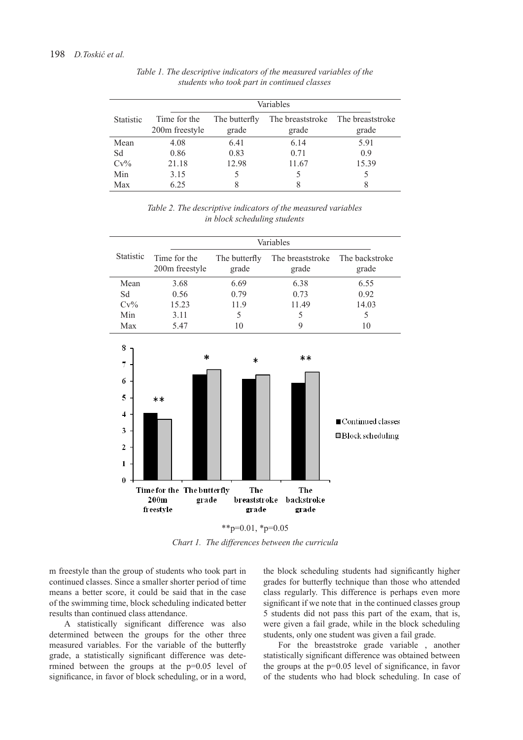*Table 1. The descriptive indicators of the measured variables of the students who took part in continued classes*

| Statistic | Variables | | | |
|---|---|---|---|---|
| | Time for the 200m freestyle | The butterfly grade | The breaststroke grade | The breaststroke grade |
| Mean | 4.08 | 6.41 | 6.14 | 5.91 |
| Sd | 0.86 | 0.83 | 0.71 | 0.9 |
| Cv% | 21.18 | 12.98 | 11.67 | 15.39 |
| Min | 3.15 | 5 | 5 | 5 |
| Max | 6.25 | 8 | 8 | 8 |

*Table 2. The descriptive indicators of the measured variables in block scheduling students*

| Statistic | Variables | | | |
|---|---|---|---|---|
| | Time for the 200m freestyle | The butterfly grade | The breaststroke grade | The backstroke grade |
| Mean | 3.68 | 6.69 | 6.38 | 6.55 |
| Sd | 0.56 | 0.79 | 0.73 | 0.92 |
| Cv% | 15.23 | 11.9 | 11.49 | 14.03 |
| Min | 3.11 | 5 | 5 | 5 |
| Max | 5.47 | 10 | 9 | 10 |

**p=0.01, *p=0.05

*Chart 1. The differences between the curricula*

m freestyle than the group of students who took part in continued classes. Since a smaller shorter period of time means a better score, it could be said that in the case of the swimming time, block scheduling indicated better results than continued class attendance.

A statistically significant difference was also determined between the groups for the other three measured variables. For the variable of the butterfly grade, a statistically significant difference was determined between the groups at the p=0.05 level of significance, in favor of block scheduling, or in a word, the block scheduling students had significantly higher grades for butterfly technique than those who attended class regularly. This difference is perhaps even more significant if we note that in the continued classes group 5 students did not pass this part of the exam, that is, were given a fail grade, while in the block scheduling students, only one student was given a fail grade.

For the breaststroke grade variable , another statistically significant difference was obtained between the groups at the p=0.05 level of significance, in favor of the students who had block scheduling. In case of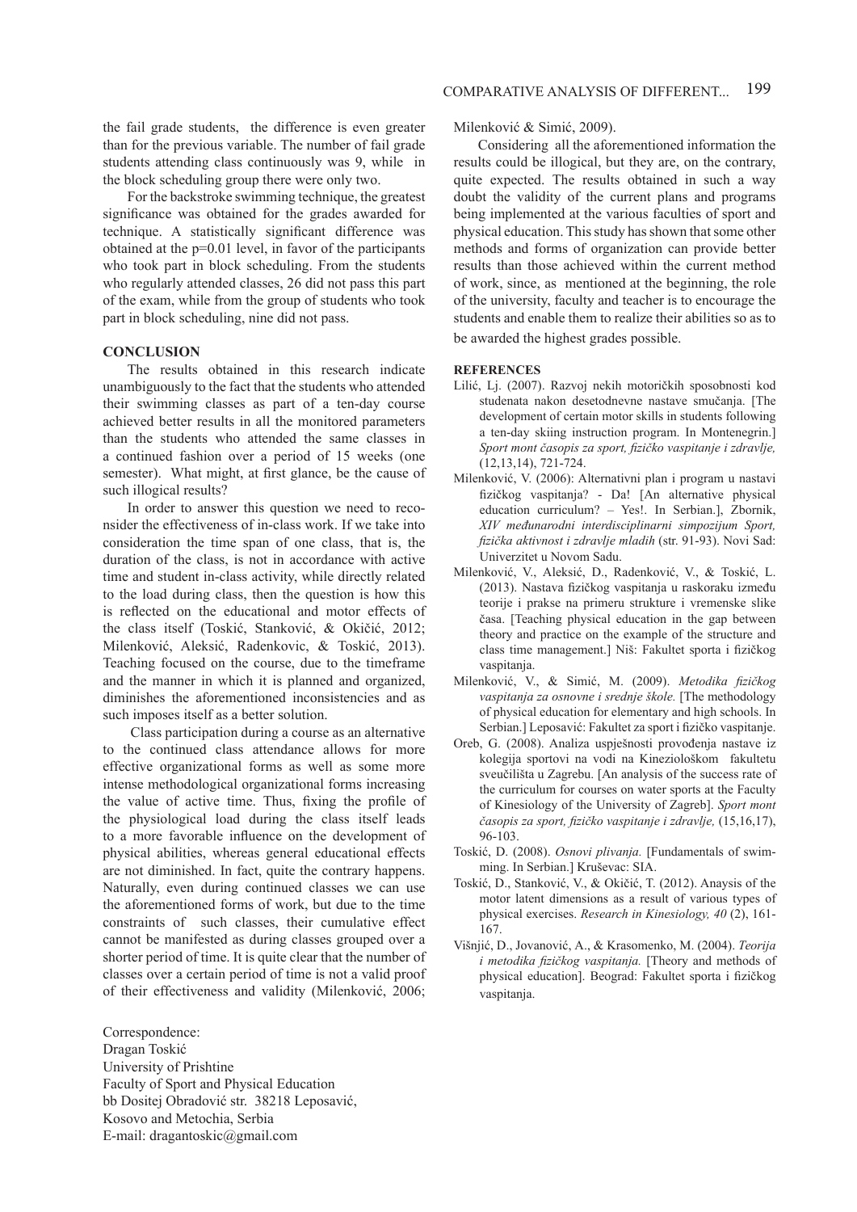the fail grade students, the difference is even greater than for the previous variable. The number of fail grade students attending class continuously was 9, while in the block scheduling group there were only two.

For the backstroke swimming technique, the greatest significance was obtained for the grades awarded for technique. A statistically significant difference was obtained at the p=0.01 level, in favor of the participants who took part in block scheduling. From the students who regularly attended classes, 26 did not pass this part of the exam, while from the group of students who took part in block scheduling, nine did not pass.

## CONCLUSION

The results obtained in this research indicate unambiguously to the fact that the students who attended their swimming classes as part of a ten-day course achieved better results in all the monitored parameters than the students who attended the same classes in a continued fashion over a period of 15 weeks (one semester). What might, at first glance, be the cause of such illogical results?

In order to answer this question we need to reconsider the effectiveness of in-class work. If we take into consideration the time span of one class, that is, the duration of the class, is not in accordance with active time and student in-class activity, while directly related to the load during class, then the question is how this is reflected on the educational and motor effects of the class itself (Toskić, Stanković, & Okičić, 2012; Milenković, Aleksić, Radenkovic, & Toskić, 2013). Teaching focused on the course, due to the timeframe and the manner in which it is planned and organized, diminishes the aforementioned inconsistencies and as such imposes itself as a better solution.

Class participation during a course as an alternative to the continued class attendance allows for more effective organizational forms as well as some more intense methodological organizational forms increasing the value of active time. Thus, fixing the profile of the physiological load during the class itself leads to a more favorable influence on the development of physical abilities, whereas general educational effects are not diminished. In fact, quite the contrary happens. Naturally, even during continued classes we can use the aforementioned forms of work, but due to the time constraints of such classes, their cumulative effect cannot be manifested as during classes grouped over a shorter period of time. It is quite clear that the number of classes over a certain period of time is not a valid proof of their effectiveness and validity (Milenković, 2006; Milenković & Simić, 2009).

Considering all the aforementioned information the results could be illogical, but they are, on the contrary, quite expected. The results obtained in such a way doubt the validity of the current plans and programs being implemented at the various faculties of sport and physical education. This study has shown that some other methods and forms of organization can provide better results than those achieved within the current method of work, since, as mentioned at the beginning, the role of the university, faculty and teacher is to encourage the students and enable them to realize their abilities so as to be awarded the highest grades possible.

Correspondence:
Dragan Toskić
University of Prishtine
Faculty of Sport and Physical Education
bb Dositej Obradović str. 38218 Leposavić,
Kosovo and Metochia, Serbia
E-mail: dragantoskic@gmail.com

## REFERENCES

Lilić, Lj. (2007). Razvoj nekih motoričkih sposobnosti kod studenata nakon desetodnevne nastave smučanja. [The development of certain motor skills in students following a ten-day skiing instruction program. In Montenegrin.] *Sport mont časopis za sport, fizičko vaspitanje i zdravlje,* (12,13,14), 721-724.

Milenković, V. (2006): Alternativni plan i program u nastavi fizičkog vaspitanja? - Da! [An alternative physical education curriculum? – Yes!. In Serbian.], Zbornik, *XIV međunarodni interdisciplinarni simpozijum Sport, fizička aktivnost i zdravlje mladih* (str. 91-93). Novi Sad: Univerzitet u Novom Sadu.

Milenković, V., Aleksić, D., Radenković, V., & Toskić, L. (2013). Nastava fizičkog vaspitanja u raskoraku između teorije i prakse na primeru strukture i vremenske slike časa. [Teaching physical education in the gap between theory and practice on the example of the structure and class time management.] Niš: Fakultet sporta i fizičkog vaspitanja.

Milenković, V., & Simić, M. (2009). *Metodika fizičkog vaspitanja za osnovne i srednje škole.* [The methodology of physical education for elementary and high schools. In Serbian.] Leposavić: Fakultet za sport i fizičko vaspitanje.

Oreb, G. (2008). Analiza uspješnosti provođenja nastave iz kolegija sportovi na vodi na Kineziološkom fakultetu sveučilišta u Zagrebu. [An analysis of the success rate of the curriculum for courses on water sports at the Faculty of Kinesiology of the University of Zagreb]. *Sport mont časopis za sport, fizičko vaspitanje i zdravlje,* (15,16,17), 96-103.

Toskić, D. (2008). *Osnovi plivanja.* [Fundamentals of swimming. In Serbian.] Kruševac: SIA.

Toskić, D., Stanković, V., & Okičić, T. (2012). Anaysis of the motor latent dimensions as a result of various types of physical exercises. *Research in Kinesiology, 40* (2), 161-167.

Višnjić, D., Jovanović, A., & Krasomenko, M. (2004). *Teorija i metodika fizičkog vaspitanja.* [Theory and methods of physical education]. Beograd: Fakultet sporta i fizičkog vaspitanja.